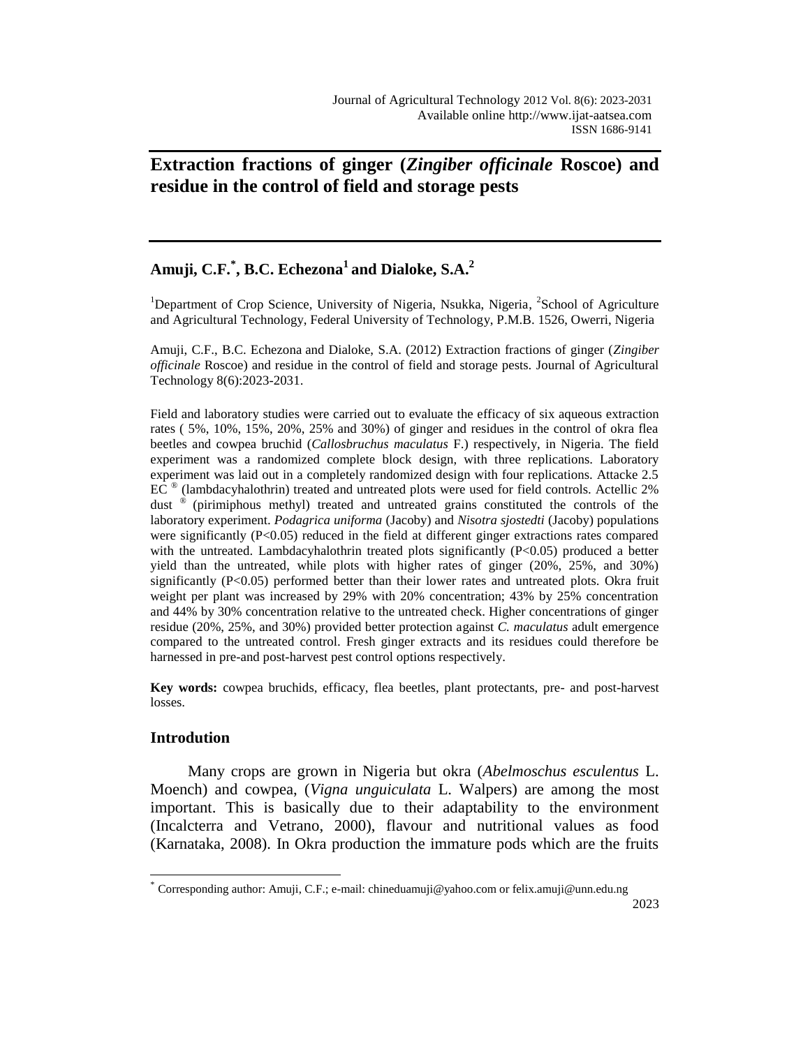# Extraction fractions of ginger (*Zingiber officinale* Roscoe) and residue in the control of field and storage pests

## Amuji, C.F.[*], B.C. Echezona[1] and Dialoke, S.A.[2]

[1]Department of Crop Science, University of Nigeria, Nsukka, Nigeria, [2]School of Agriculture and Agricultural Technology, Federal University of Technology, P.M.B. 1526, Owerri, Nigeria

Amuji, C.F., B.C. Echezona and Dialoke, S.A. (2012) Extraction fractions of ginger (*Zingiber officinale* Roscoe) and residue in the control of field and storage pests. Journal of Agricultural Technology 8(6):2023-2031.

Field and laboratory studies were carried out to evaluate the efficacy of six aqueous extraction rates ( 5%, 10%, 15%, 20%, 25% and 30%) of ginger and residues in the control of okra flea beetles and cowpea bruchid (*Callosbruchus maculatus* F.) respectively, in Nigeria. The field experiment was a randomized complete block design, with three replications. Laboratory experiment was laid out in a completely randomized design with four replications. Attacke 2.5 EC ® (lambdacyhalothrin) treated and untreated plots were used for field controls. Actellic 2% dust ® (pirimiphous methyl) treated and untreated grains constituted the controls of the laboratory experiment. *Podagrica uniforma* (Jacoby) and *Nisotra sjostedti* (Jacoby) populations were significantly ($P<0.05$) reduced in the field at different ginger extractions rates compared with the untreated. Lambdacyhalothrin treated plots significantly ($P<0.05$) produced a better yield than the untreated, while plots with higher rates of ginger (20%, 25%, and 30%) significantly ($P<0.05$) performed better than their lower rates and untreated plots. Okra fruit weight per plant was increased by 29% with 20% concentration; 43% by 25% concentration and 44% by 30% concentration relative to the untreated check. Higher concentrations of ginger residue (20%, 25%, and 30%) provided better protection against *C. maculatus* adult emergence compared to the untreated control. Fresh ginger extracts and its residues could therefore be harnessed in pre-and post-harvest pest control options respectively.

**Key words:** cowpea bruchids, efficacy, flea beetles, plant protectants, pre- and post-harvest losses.

## Introdution

Many crops are grown in Nigeria but okra (*Abelmoschus esculentus* L. Moench) and cowpea, (*Vigna unguiculata* L. Walpers) are among the most important. This is basically due to their adaptability to the environment (Incalcterra and Vetrano, 2000), flavour and nutritional values as food (Karnataka, 2008). In Okra production the immature pods which are the fruits

[*] Corresponding author: Amuji, C.F.; e-mail: chineduamuji@yahoo.com or felix.amuji@unn.edu.ng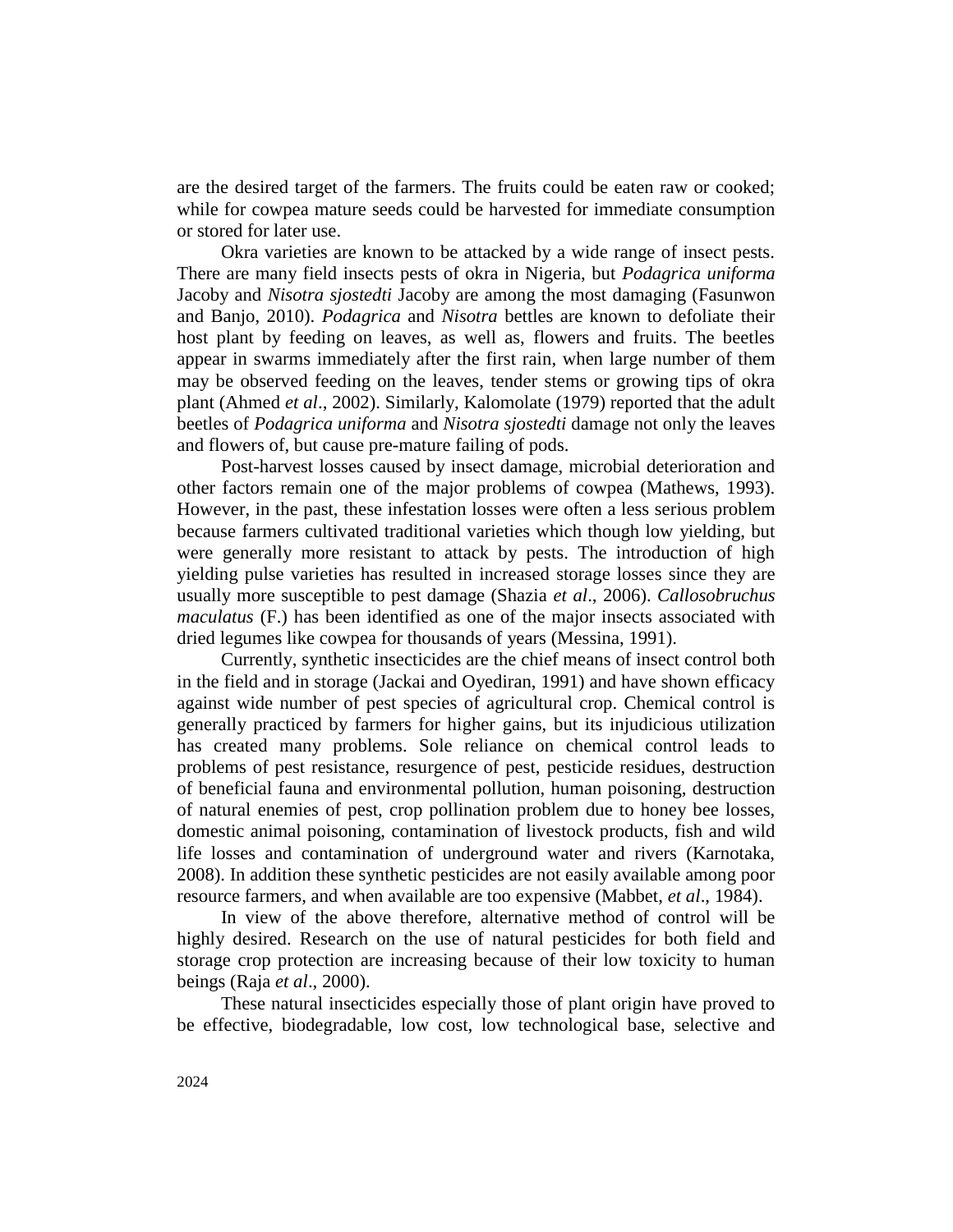are the desired target of the farmers. The fruits could be eaten raw or cooked; while for cowpea mature seeds could be harvested for immediate consumption or stored for later use.

Okra varieties are known to be attacked by a wide range of insect pests. There are many field insects pests of okra in Nigeria, but *Podagrica uniforma* Jacoby and *Nisotra sjostedti* Jacoby are among the most damaging (Fasunwon and Banjo, 2010). *Podagrica* and *Nisotra* bettles are known to defoliate their host plant by feeding on leaves, as well as, flowers and fruits. The beetles appear in swarms immediately after the first rain, when large number of them may be observed feeding on the leaves, tender stems or growing tips of okra plant (Ahmed *et al*., 2002). Similarly, Kalomolate (1979) reported that the adult beetles of *Podagrica uniforma* and *Nisotra sjostedti* damage not only the leaves and flowers of, but cause pre-mature failing of pods.

Post-harvest losses caused by insect damage, microbial deterioration and other factors remain one of the major problems of cowpea (Mathews, 1993). However, in the past, these infestation losses were often a less serious problem because farmers cultivated traditional varieties which though low yielding, but were generally more resistant to attack by pests. The introduction of high yielding pulse varieties has resulted in increased storage losses since they are usually more susceptible to pest damage (Shazia *et al*., 2006). *Callosobruchus maculatus* (F.) has been identified as one of the major insects associated with dried legumes like cowpea for thousands of years (Messina, 1991).

Currently, synthetic insecticides are the chief means of insect control both in the field and in storage (Jackai and Oyediran, 1991) and have shown efficacy against wide number of pest species of agricultural crop. Chemical control is generally practiced by farmers for higher gains, but its injudicious utilization has created many problems. Sole reliance on chemical control leads to problems of pest resistance, resurgence of pest, pesticide residues, destruction of beneficial fauna and environmental pollution, human poisoning, destruction of natural enemies of pest, crop pollination problem due to honey bee losses, domestic animal poisoning, contamination of livestock products, fish and wild life losses and contamination of underground water and rivers (Karnotaka, 2008). In addition these synthetic pesticides are not easily available among poor resource farmers, and when available are too expensive (Mabbet, *et al*., 1984).

In view of the above therefore, alternative method of control will be highly desired. Research on the use of natural pesticides for both field and storage crop protection are increasing because of their low toxicity to human beings (Raja *et al*., 2000).

These natural insecticides especially those of plant origin have proved to be effective, biodegradable, low cost, low technological base, selective and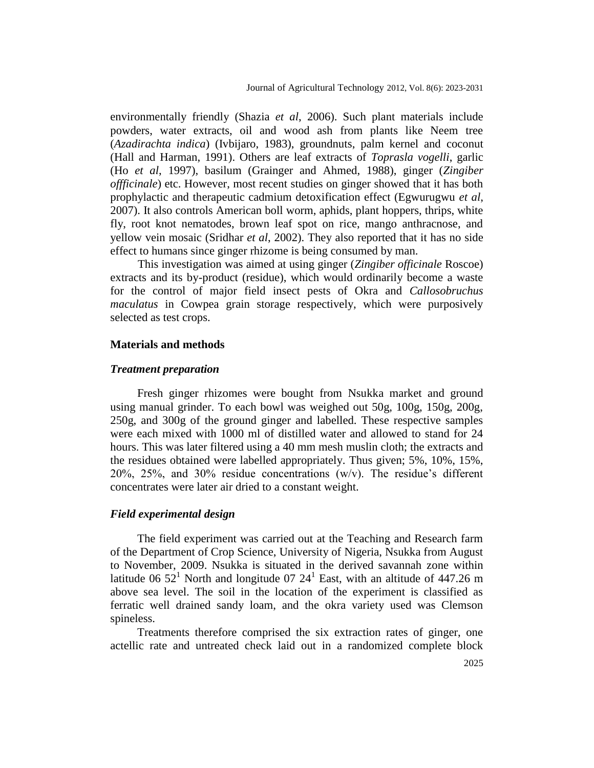environmentally friendly (Shazia *et al*, 2006). Such plant materials include powders, water extracts, oil and wood ash from plants like Neem tree (*Azadirachta indica*) (Ivbijaro, 1983), groundnuts, palm kernel and coconut (Hall and Harman, 1991). Others are leaf extracts of *Toprasla vogelli*, garlic (Ho *et al*, 1997), basilum (Grainger and Ahmed, 1988), ginger (*Zingiber offficinale*) etc. However, most recent studies on ginger showed that it has both prophylactic and therapeutic cadmium detoxification effect (Egwurugwu *et al*, 2007). It also controls American boll worm, aphids, plant hoppers, thrips, white fly, root knot nematodes, brown leaf spot on rice, mango anthracnose, and yellow vein mosaic (Sridhar *et al*, 2002). They also reported that it has no side effect to humans since ginger rhizome is being consumed by man.

This investigation was aimed at using ginger (*Zingiber officinale* Roscoe) extracts and its by-product (residue), which would ordinarily become a waste for the control of major field insect pests of Okra and *Callosobruchus maculatus* in Cowpea grain storage respectively, which were purposively selected as test crops.

## Materials and methods

### *Treatment preparation*

Fresh ginger rhizomes were bought from Nsukka market and ground using manual grinder. To each bowl was weighed out 50g, 100g, 150g, 200g, 250g, and 300g of the ground ginger and labelled. These respective samples were each mixed with 1000 ml of distilled water and allowed to stand for 24 hours. This was later filtered using a 40 mm mesh muslin cloth; the extracts and the residues obtained were labelled appropriately. Thus given; 5%, 10%, 15%, 20%, 25%, and 30% residue concentrations (w/v). The residue's different concentrates were later air dried to a constant weight.

### *Field experimental design*

The field experiment was carried out at the Teaching and Research farm of the Department of Crop Science, University of Nigeria, Nsukka from August to November, 2009. Nsukka is situated in the derived savannah zone within latitude 06 52[1] North and longitude 07 24[1] East, with an altitude of 447.26 m above sea level. The soil in the location of the experiment is classified as ferratic well drained sandy loam, and the okra variety used was Clemson spineless.

Treatments therefore comprised the six extraction rates of ginger, one actellic rate and untreated check laid out in a randomized complete block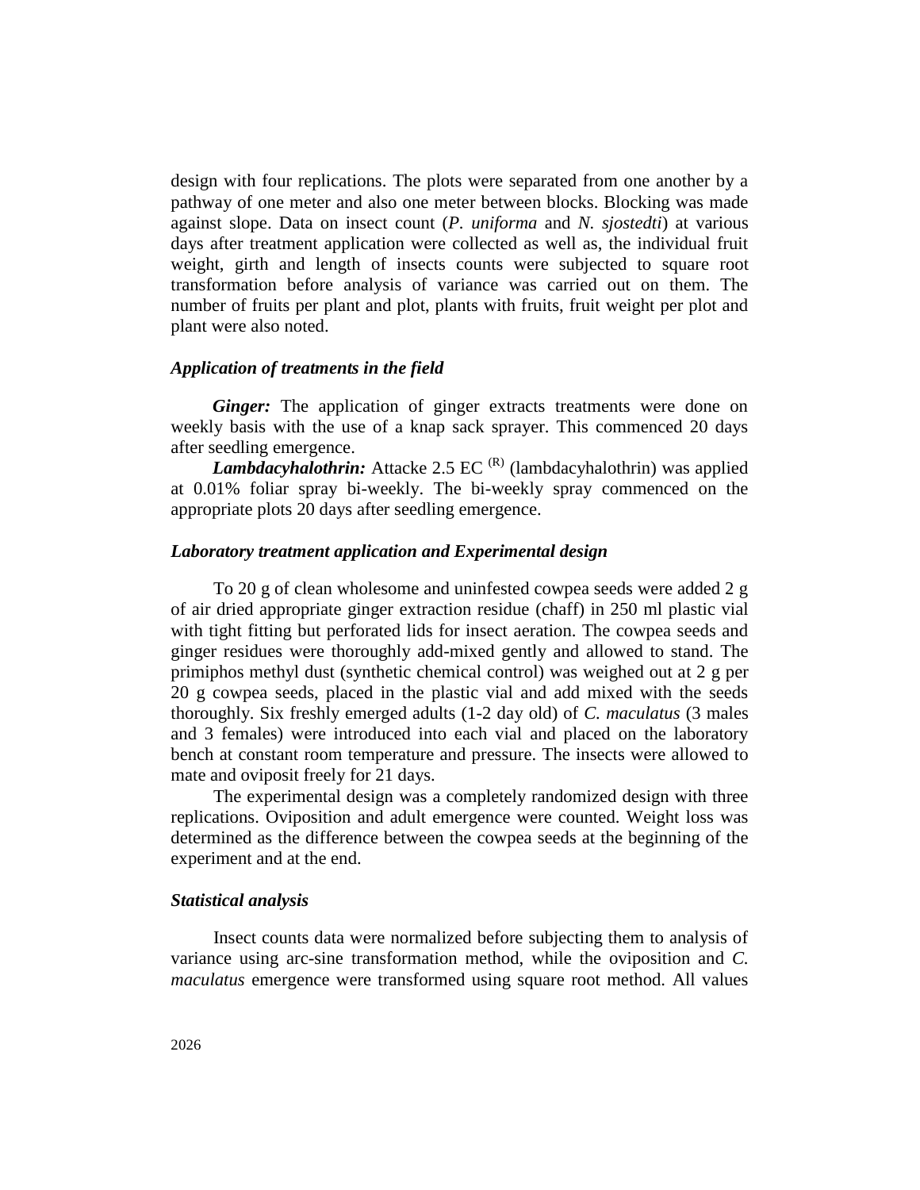design with four replications. The plots were separated from one another by a pathway of one meter and also one meter between blocks. Blocking was made against slope. Data on insect count (*P. uniforma* and *N. sjostedti*) at various days after treatment application were collected as well as, the individual fruit weight, girth and length of insects counts were subjected to square root transformation before analysis of variance was carried out on them. The number of fruits per plant and plot, plants with fruits, fruit weight per plot and plant were also noted.

### *Application of treatments in the field*

***Ginger:*** The application of ginger extracts treatments were done on weekly basis with the use of a knap sack sprayer. This commenced 20 days after seedling emergence.

***Lambdacyhalothrin:*** Attacke 2.5 EC [(R)] (lambdacyhalothrin) was applied at 0.01% foliar spray bi-weekly. The bi-weekly spray commenced on the appropriate plots 20 days after seedling emergence.

### *Laboratory treatment application and Experimental design*

To 20 g of clean wholesome and uninfested cowpea seeds were added 2 g of air dried appropriate ginger extraction residue (chaff) in 250 ml plastic vial with tight fitting but perforated lids for insect aeration. The cowpea seeds and ginger residues were thoroughly add-mixed gently and allowed to stand. The primiphos methyl dust (synthetic chemical control) was weighed out at 2 g per 20 g cowpea seeds, placed in the plastic vial and add mixed with the seeds thoroughly. Six freshly emerged adults (1-2 day old) of *C. maculatus* (3 males and 3 females) were introduced into each vial and placed on the laboratory bench at constant room temperature and pressure. The insects were allowed to mate and oviposit freely for 21 days.

The experimental design was a completely randomized design with three replications. Oviposition and adult emergence were counted. Weight loss was determined as the difference between the cowpea seeds at the beginning of the experiment and at the end.

### *Statistical analysis*

Insect counts data were normalized before subjecting them to analysis of variance using arc-sine transformation method, while the oviposition and *C. maculatus* emergence were transformed using square root method. All values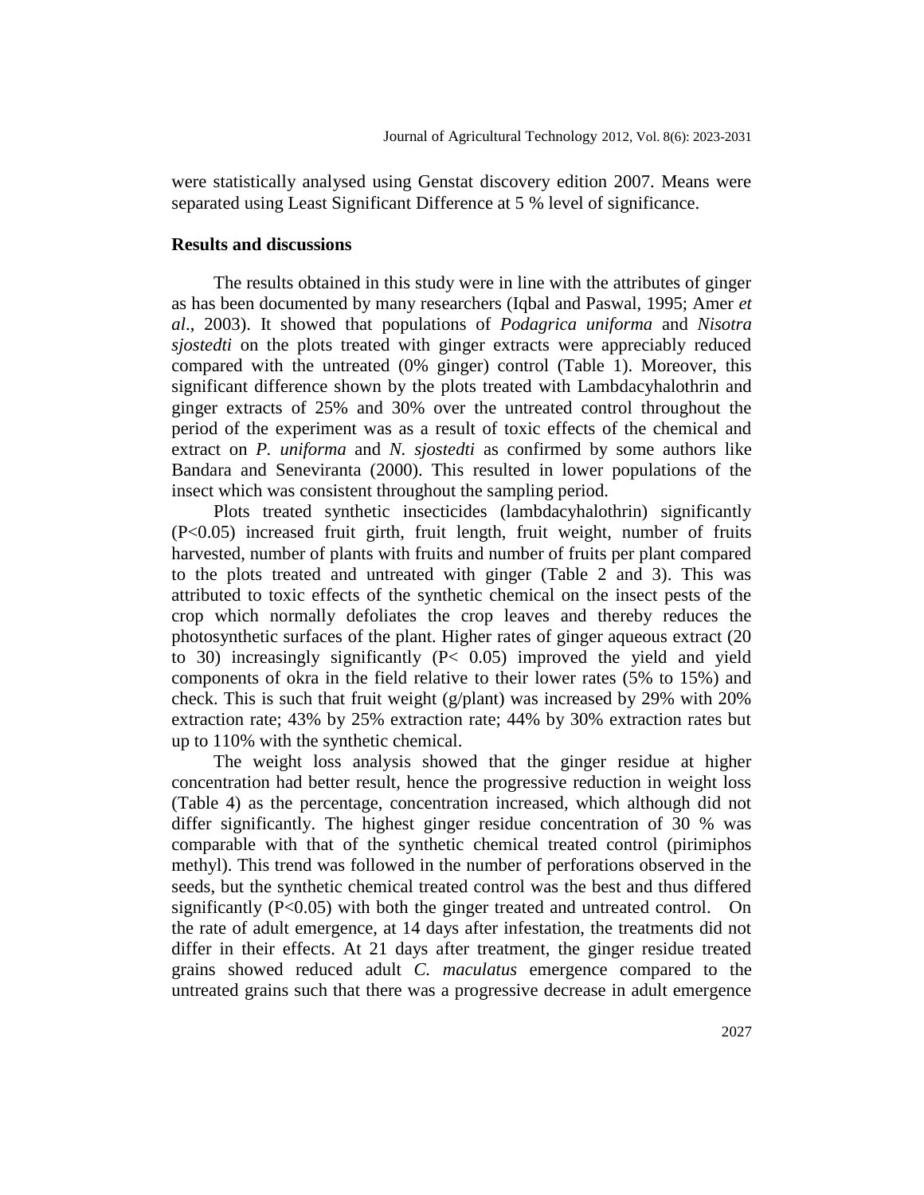were statistically analysed using Genstat discovery edition 2007. Means were separated using Least Significant Difference at 5 % level of significance.

## Results and discussions

The results obtained in this study were in line with the attributes of ginger as has been documented by many researchers (Iqbal and Paswal, 1995; Amer *et al*., 2003). It showed that populations of *Podagrica uniforma* and *Nisotra sjostedti* on the plots treated with ginger extracts were appreciably reduced compared with the untreated (0% ginger) control (Table 1). Moreover, this significant difference shown by the plots treated with Lambdacyhalothrin and ginger extracts of 25% and 30% over the untreated control throughout the period of the experiment was as a result of toxic effects of the chemical and extract on *P. uniforma* and *N. sjostedti* as confirmed by some authors like Bandara and Seneviranta (2000). This resulted in lower populations of the insect which was consistent throughout the sampling period.

Plots treated synthetic insecticides (lambdacyhalothrin) significantly ($P<0.05$) increased fruit girth, fruit length, fruit weight, number of fruits harvested, number of plants with fruits and number of fruits per plant compared to the plots treated and untreated with ginger (Table 2 and 3). This was attributed to toxic effects of the synthetic chemical on the insect pests of the crop which normally defoliates the crop leaves and thereby reduces the photosynthetic surfaces of the plant. Higher rates of ginger aqueous extract (20 to 30) increasingly significantly ($P< 0.05$) improved the yield and yield components of okra in the field relative to their lower rates (5% to 15%) and check. This is such that fruit weight (g/plant) was increased by 29% with 20% extraction rate; 43% by 25% extraction rate; 44% by 30% extraction rates but up to 110% with the synthetic chemical.

The weight loss analysis showed that the ginger residue at higher concentration had better result, hence the progressive reduction in weight loss (Table 4) as the percentage, concentration increased, which although did not differ significantly. The highest ginger residue concentration of 30 % was comparable with that of the synthetic chemical treated control (pirimiphos methyl). This trend was followed in the number of perforations observed in the seeds, but the synthetic chemical treated control was the best and thus differed significantly ($P<0.05$) with both the ginger treated and untreated control. On the rate of adult emergence, at 14 days after infestation, the treatments did not differ in their effects. At 21 days after treatment, the ginger residue treated grains showed reduced adult *C. maculatus* emergence compared to the untreated grains such that there was a progressive decrease in adult emergence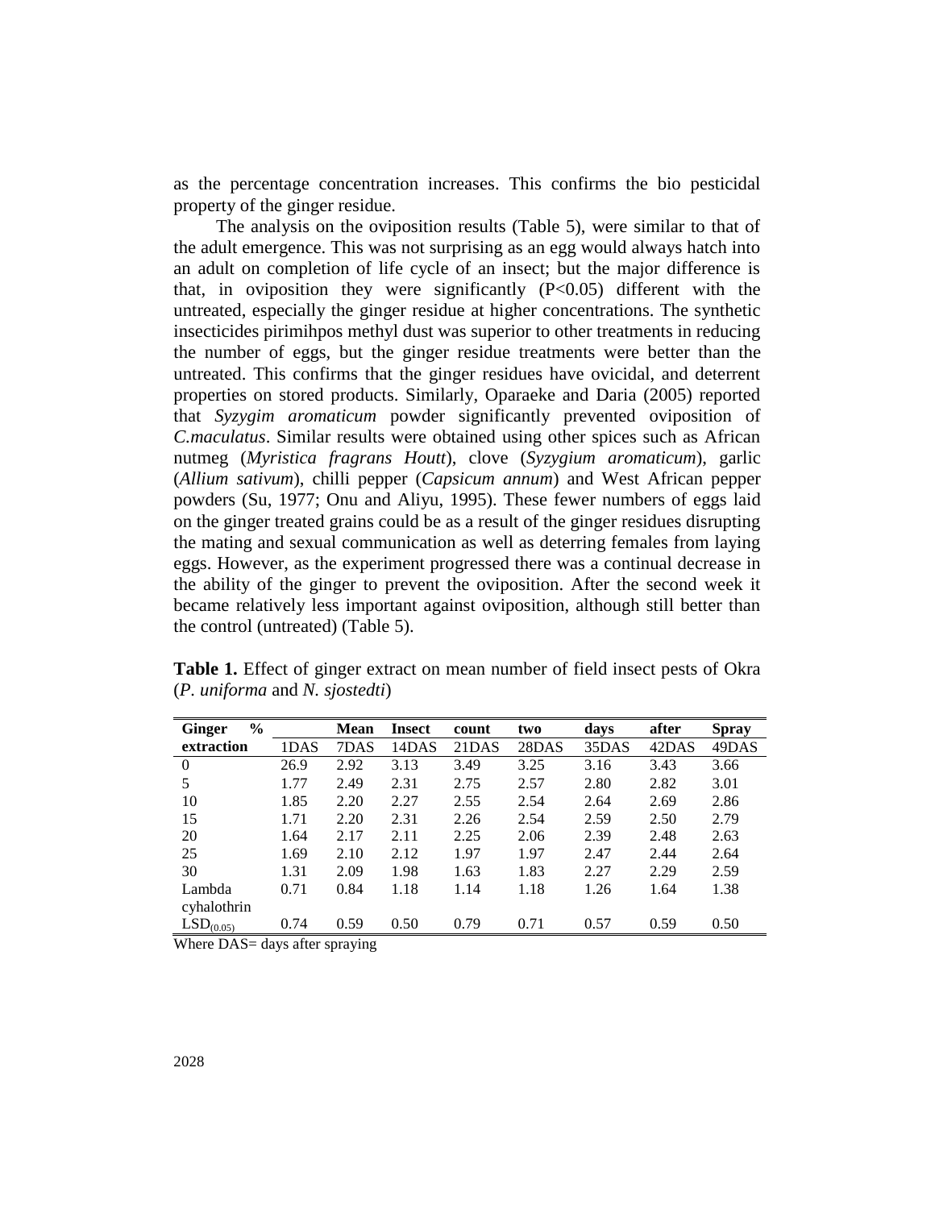as the percentage concentration increases. This confirms the bio pesticidal property of the ginger residue.

The analysis on the oviposition results (Table 5), were similar to that of the adult emergence. This was not surprising as an egg would always hatch into an adult on completion of life cycle of an insect; but the major difference is that, in oviposition they were significantly ($P<0.05$) different with the untreated, especially the ginger residue at higher concentrations. The synthetic insecticides pirimihpos methyl dust was superior to other treatments in reducing the number of eggs, but the ginger residue treatments were better than the untreated. This confirms that the ginger residues have ovicidal, and deterrent properties on stored products. Similarly, Oparaeke and Daria (2005) reported that *Syzygim aromaticum* powder significantly prevented oviposition of *C.maculatus*. Similar results were obtained using other spices such as African nutmeg (*Myristica fragrans Houtt*), clove (*Syzygium aromaticum*), garlic (*Allium sativum*), chilli pepper (*Capsicum annum*) and West African pepper powders (Su, 1977; Onu and Aliyu, 1995). These fewer numbers of eggs laid on the ginger treated grains could be as a result of the ginger residues disrupting the mating and sexual communication as well as deterring females from laying eggs. However, as the experiment progressed there was a continual decrease in the ability of the ginger to prevent the oviposition. After the second week it became relatively less important against oviposition, although still better than the control (untreated) (Table 5).

**Table 1.** Effect of ginger extract on mean number of field insect pests of Okra (*P. uniforma* and *N. sjostedti*)

| **Ginger % extraction** | | **Mean** | **Insect** | **count** | **two** | **days** | **after** | **Spray** |
|---|---|---|---|---|---|---|---|---|
| | 1DAS | 7DAS | 14DAS | 21DAS | 28DAS | 35DAS | 42DAS | 49DAS |
| 0 | 26.9 | 2.92 | 3.13 | 3.49 | 3.25 | 3.16 | 3.43 | 3.66 |
| 5 | 1.77 | 2.49 | 2.31 | 2.75 | 2.57 | 2.80 | 2.82 | 3.01 |
| 10 | 1.85 | 2.20 | 2.27 | 2.55 | 2.54 | 2.64 | 2.69 | 2.86 |
| 15 | 1.71 | 2.20 | 2.31 | 2.26 | 2.54 | 2.59 | 2.50 | 2.79 |
| 20 | 1.64 | 2.17 | 2.11 | 2.25 | 2.06 | 2.39 | 2.48 | 2.63 |
| 25 | 1.69 | 2.10 | 2.12 | 1.97 | 1.97 | 2.47 | 2.44 | 2.64 |
| 30 | 1.31 | 2.09 | 1.98 | 1.63 | 1.83 | 2.27 | 2.29 | 2.59 |
| Lambda cyhalothrin | 0.71 | 0.84 | 1.18 | 1.14 | 1.18 | 1.26 | 1.64 | 1.38 |
| $LSD_{(0.05)}$ | 0.74 | 0.59 | 0.50 | 0.79 | 0.71 | 0.57 | 0.59 | 0.50 |

Where DAS= days after spraying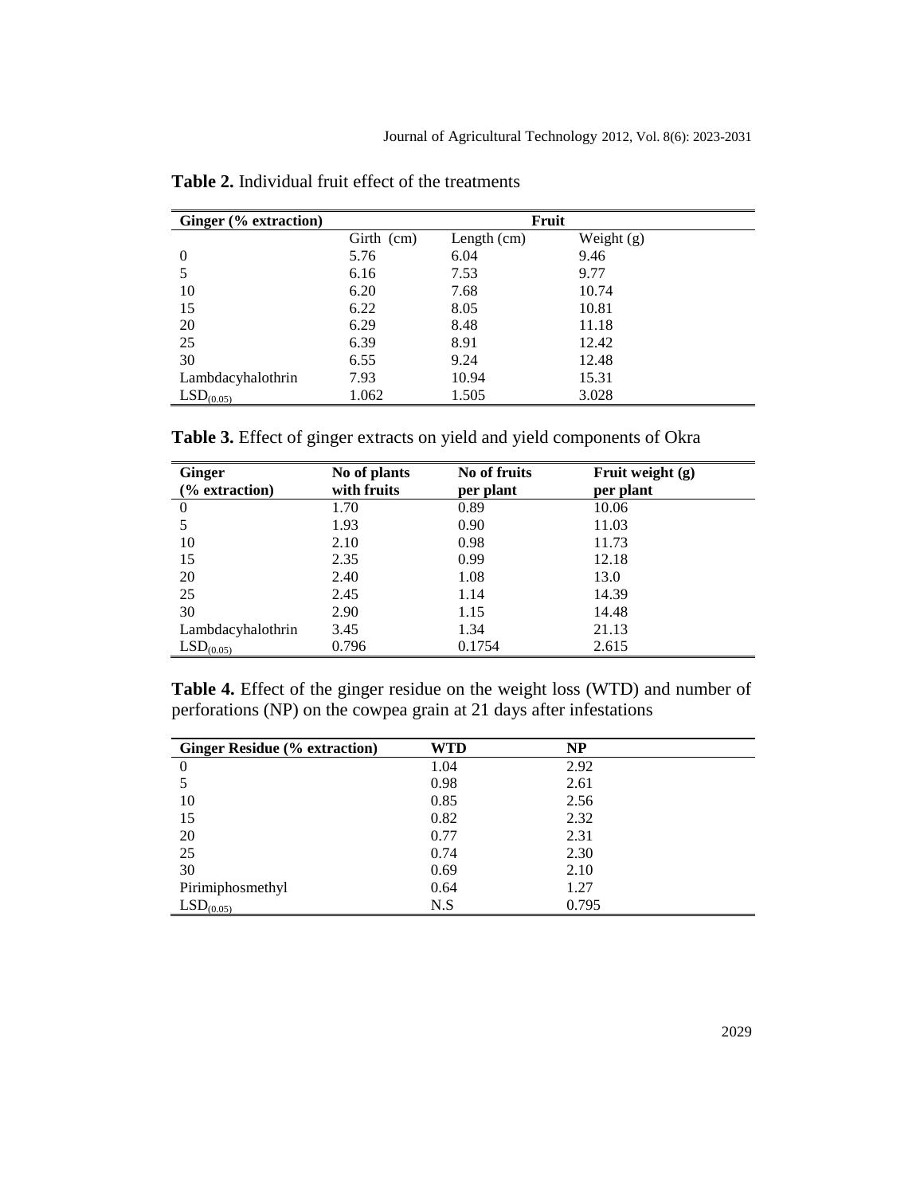**Table 2.** Individual fruit effect of the treatments

| Ginger (% extraction) | Fruit | | |
|---|---|---|---|
| | Girth (cm) | Length (cm) | Weight (g) |
| 0 | 5.76 | 6.04 | 9.46 |
| 5 | 6.16 | 7.53 | 9.77 |
| 10 | 6.20 | 7.68 | 10.74 |
| 15 | 6.22 | 8.05 | 10.81 |
| 20 | 6.29 | 8.48 | 11.18 |
| 25 | 6.39 | 8.91 | 12.42 |
| 30 | 6.55 | 9.24 | 12.48 |
| Lambdacyhalothrin | 7.93 | 10.94 | 15.31 |
| $LSD_{(0.05)}$ | 1.062 | 1.505 | 3.028 |

**Table 3.** Effect of ginger extracts on yield and yield components of Okra

| Ginger (% extraction) | No of plants with fruits | No of fruits per plant | Fruit weight (g) per plant |
|---|---|---|---|
| 0 | 1.70 | 0.89 | 10.06 |
| 5 | 1.93 | 0.90 | 11.03 |
| 10 | 2.10 | 0.98 | 11.73 |
| 15 | 2.35 | 0.99 | 12.18 |
| 20 | 2.40 | 1.08 | 13.0 |
| 25 | 2.45 | 1.14 | 14.39 |
| 30 | 2.90 | 1.15 | 14.48 |
| Lambdacyhalothrin | 3.45 | 1.34 | 21.13 |
| $LSD_{(0.05)}$ | 0.796 | 0.1754 | 2.615 |

**Table 4.** Effect of the ginger residue on the weight loss (WTD) and number of perforations (NP) on the cowpea grain at 21 days after infestations

| Ginger Residue (% extraction) | WTD | NP |
|---|---|---|
| 0 | 1.04 | 2.92 |
| 5 | 0.98 | 2.61 |
| 10 | 0.85 | 2.56 |
| 15 | 0.82 | 2.32 |
| 20 | 0.77 | 2.31 |
| 25 | 0.74 | 2.30 |
| 30 | 0.69 | 2.10 |
| Pirimiphosmethyl | 0.64 | 1.27 |
| $LSD_{(0.05)}$ | N.S | 0.795 |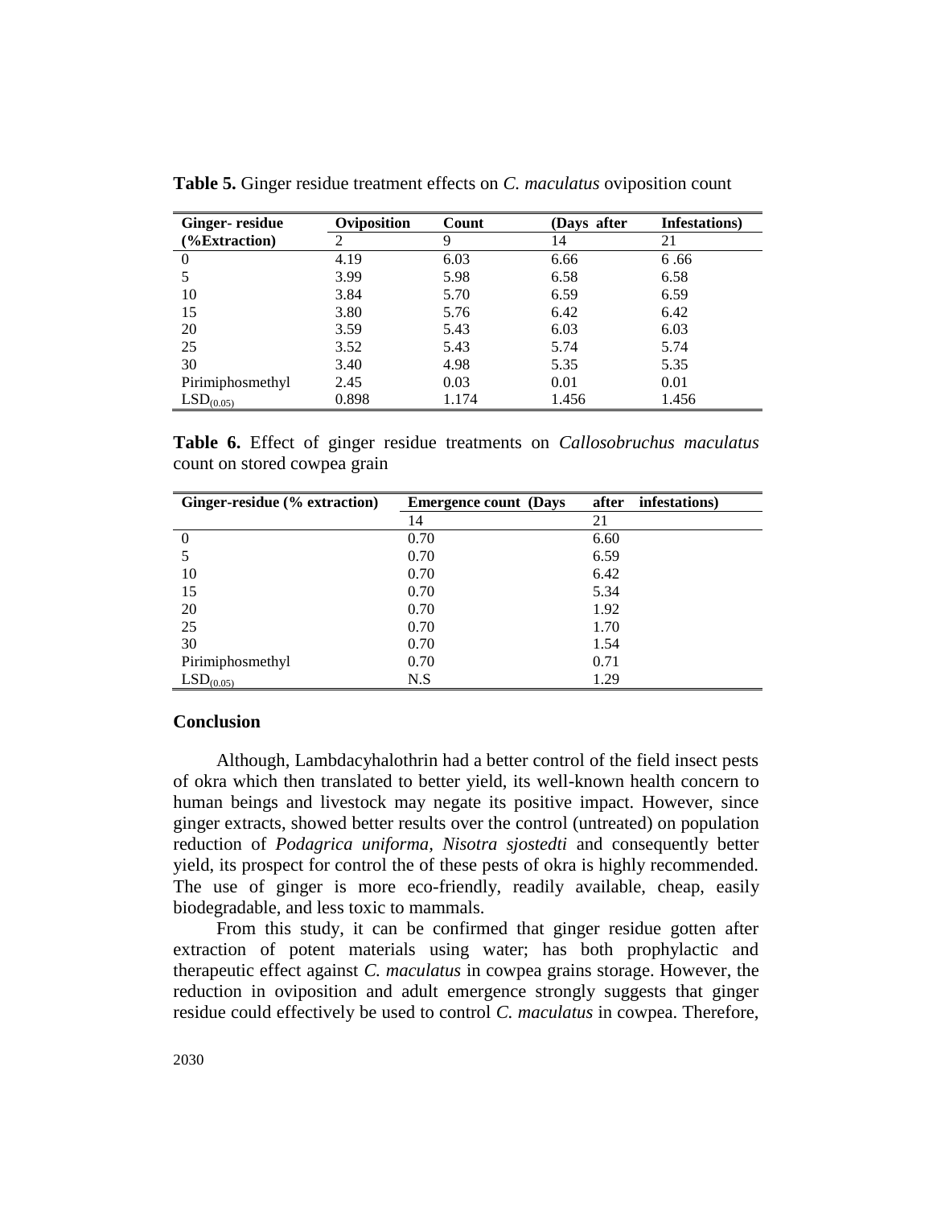**Table 5.** Ginger residue treatment effects on *C. maculatus* oviposition count

| Ginger- residue | Oviposition | Count | (Days after | Infestations) |
|---|---|---|---|---|
| (%Extraction) | 2 | 9 | 14 | 21 |
| 0 | 4.19 | 6.03 | 6.66 | 6 .66 |
| 5 | 3.99 | 5.98 | 6.58 | 6.58 |
| 10 | 3.84 | 5.70 | 6.59 | 6.59 |
| 15 | 3.80 | 5.76 | 6.42 | 6.42 |
| 20 | 3.59 | 5.43 | 6.03 | 6.03 |
| 25 | 3.52 | 5.43 | 5.74 | 5.74 |
| 30 | 3.40 | 4.98 | 5.35 | 5.35 |
| Pirimiphosmethyl | 2.45 | 0.03 | 0.01 | 0.01 |
| $LSD_{(0.05)}$ | 0.898 | 1.174 | 1.456 | 1.456 |

**Table 6.** Effect of ginger residue treatments on *Callosobruchus maculatus* count on stored cowpea grain

| Ginger-residue (% extraction) | Emergence count (Days | after infestations) |
|---|---|---|
| | 14 | 21 |
| 0 | 0.70 | 6.60 |
| 5 | 0.70 | 6.59 |
| 10 | 0.70 | 6.42 |
| 15 | 0.70 | 5.34 |
| 20 | 0.70 | 1.92 |
| 25 | 0.70 | 1.70 |
| 30 | 0.70 | 1.54 |
| Pirimiphosmethyl | 0.70 | 0.71 |
| $LSD_{(0.05)}$ | N.S | 1.29 |

## Conclusion

Although, Lambdacyhalothrin had a better control of the field insect pests of okra which then translated to better yield, its well-known health concern to human beings and livestock may negate its positive impact. However, since ginger extracts, showed better results over the control (untreated) on population reduction of *Podagrica uniforma*, *Nisotra sjostedti* and consequently better yield, its prospect for control the of these pests of okra is highly recommended. The use of ginger is more eco-friendly, readily available, cheap, easily biodegradable, and less toxic to mammals.

From this study, it can be confirmed that ginger residue gotten after extraction of potent materials using water; has both prophylactic and therapeutic effect against *C. maculatus* in cowpea grains storage. However, the reduction in oviposition and adult emergence strongly suggests that ginger residue could effectively be used to control *C. maculatus* in cowpea. Therefore,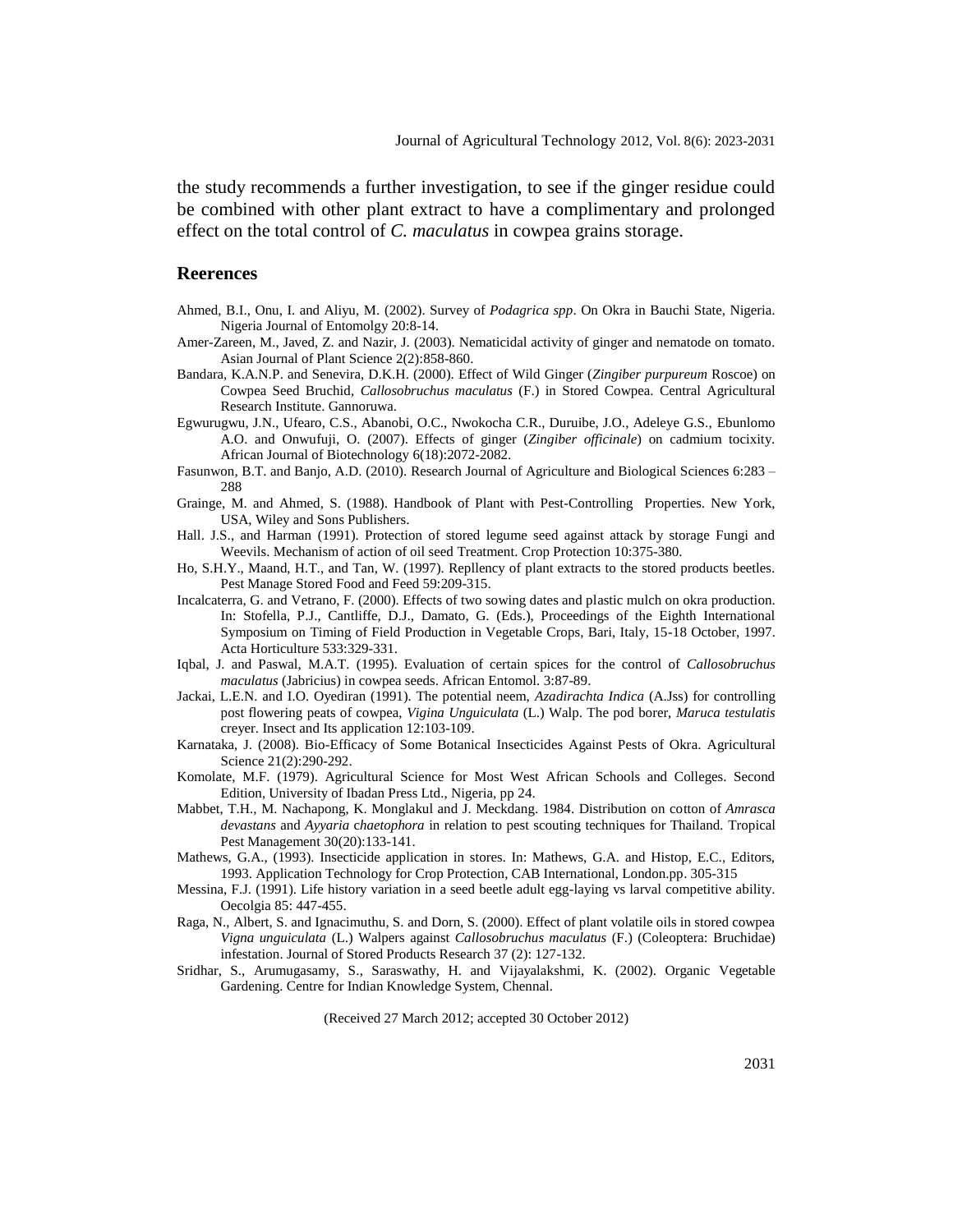the study recommends a further investigation, to see if the ginger residue could be combined with other plant extract to have a complimentary and prolonged effect on the total control of *C. maculatus* in cowpea grains storage.

## Reerences

Ahmed, B.I., Onu, I. and Aliyu, M. (2002). Survey of *Podagrica spp*. On Okra in Bauchi State, Nigeria. Nigeria Journal of Entomolgy 20:8-14.

Amer-Zareen, M., Javed, Z. and Nazir, J. (2003). Nematicidal activity of ginger and nematode on tomato. Asian Journal of Plant Science 2(2):858-860.

Bandara, K.A.N.P. and Senevira, D.K.H. (2000). Effect of Wild Ginger (*Zingiber purpureum* Roscoe) on Cowpea Seed Bruchid, *Callosobruchus maculatus* (F.) in Stored Cowpea. Central Agricultural Research Institute. Gannoruwa.

Egwurugwu, J.N., Ufearo, C.S., Abanobi, O.C., Nwokocha C.R., Duruibe, J.O., Adeleye G.S., Ebunlomo A.O. and Onwufuji, O. (2007). Effects of ginger (*Zingiber officinale*) on cadmium tocixity. African Journal of Biotechnology 6(18):2072-2082.

Fasunwon, B.T. and Banjo, A.D. (2010). Research Journal of Agriculture and Biological Sciences 6:283 – 288

Grainge, M. and Ahmed, S. (1988). Handbook of Plant with Pest-Controlling Properties. New York, USA, Wiley and Sons Publishers.

Hall. J.S., and Harman (1991). Protection of stored legume seed against attack by storage Fungi and Weevils. Mechanism of action of oil seed Treatment. Crop Protection 10:375-380.

Ho, S.H.Y., Maand, H.T., and Tan, W. (1997). Repllency of plant extracts to the stored products beetles. Pest Manage Stored Food and Feed 59:209-315.

Incalcaterra, G. and Vetrano, F. (2000). Effects of two sowing dates and plastic mulch on okra production. In: Stofella, P.J., Cantliffe, D.J., Damato, G. (Eds.), Proceedings of the Eighth International Symposium on Timing of Field Production in Vegetable Crops, Bari, Italy, 15-18 October, 1997. Acta Horticulture 533:329-331.

Iqbal, J. and Paswal, M.A.T. (1995). Evaluation of certain spices for the control of *Callosobruchus maculatus* (Jabricius) in cowpea seeds. African Entomol. 3:87-89.

Jackai, L.E.N. and I.O. Oyediran (1991). The potential neem, *Azadirachta Indica* (A.Jss) for controlling post flowering peats of cowpea, *Vigina Unguiculata* (L.) Walp. The pod borer, *Maruca testulatis* creyer. Insect and Its application 12:103-109.

Karnataka, J. (2008). Bio-Efficacy of Some Botanical Insecticides Against Pests of Okra. Agricultural Science 21(2):290-292.

Komolate, M.F. (1979). Agricultural Science for Most West African Schools and Colleges. Second Edition, University of Ibadan Press Ltd., Nigeria, pp 24.

Mabbet, T.H., M. Nachapong, K. Monglakul and J. Meckdang. 1984. Distribution on cotton of *Amrasca devastans* and *Ayyaria chaetophora* in relation to pest scouting techniques for Thailand. Tropical Pest Management 30(20):133-141.

Mathews, G.A., (1993). Insecticide application in stores. In: Mathews, G.A. and Histop, E.C., Editors, 1993. Application Technology for Crop Protection, CAB International, London.pp. 305-315

Messina, F.J. (1991). Life history variation in a seed beetle adult egg-laying vs larval competitive ability. Oecolgia 85: 447-455.

Raga, N., Albert, S. and Ignacimuthu, S. and Dorn, S. (2000). Effect of plant volatile oils in stored cowpea *Vigna unguiculata* (L.) Walpers against *Callosobruchus maculatus* (F.) (Coleoptera: Bruchidae) infestation. Journal of Stored Products Research 37 (2): 127-132.

Sridhar, S., Arumugasamy, S., Saraswathy, H. and Vijayalakshmi, K. (2002). Organic Vegetable Gardening. Centre for Indian Knowledge System, Chennal.

(Received 27 March 2012; accepted 30 October 2012)